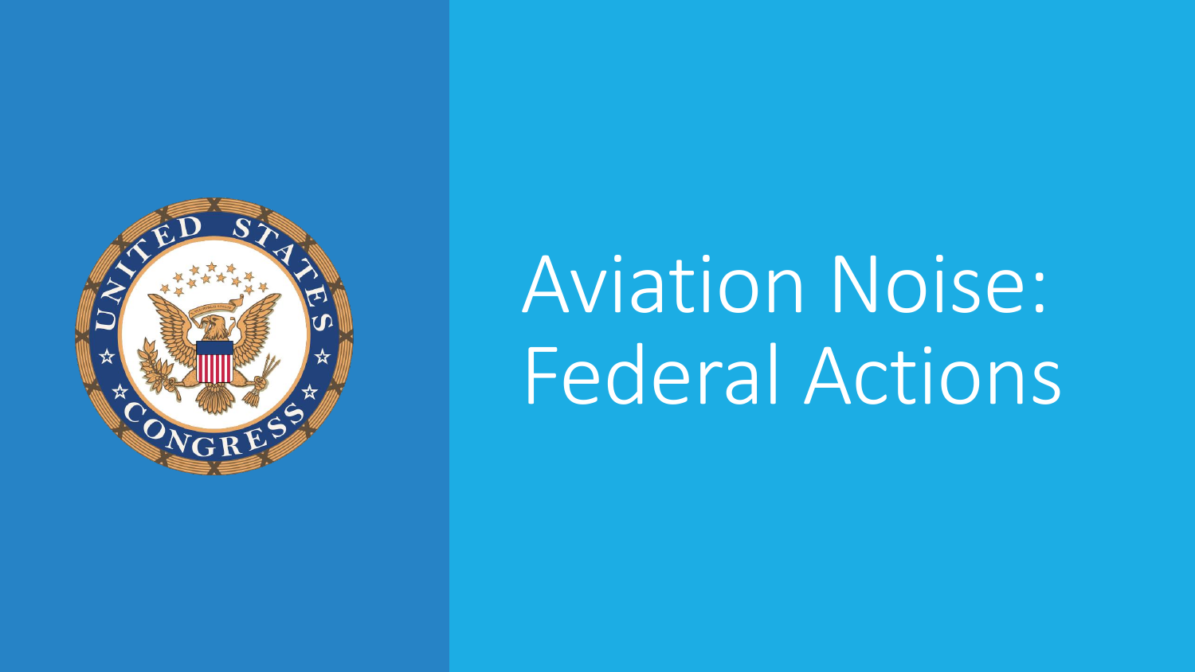# Aviation Noise: Federal Actions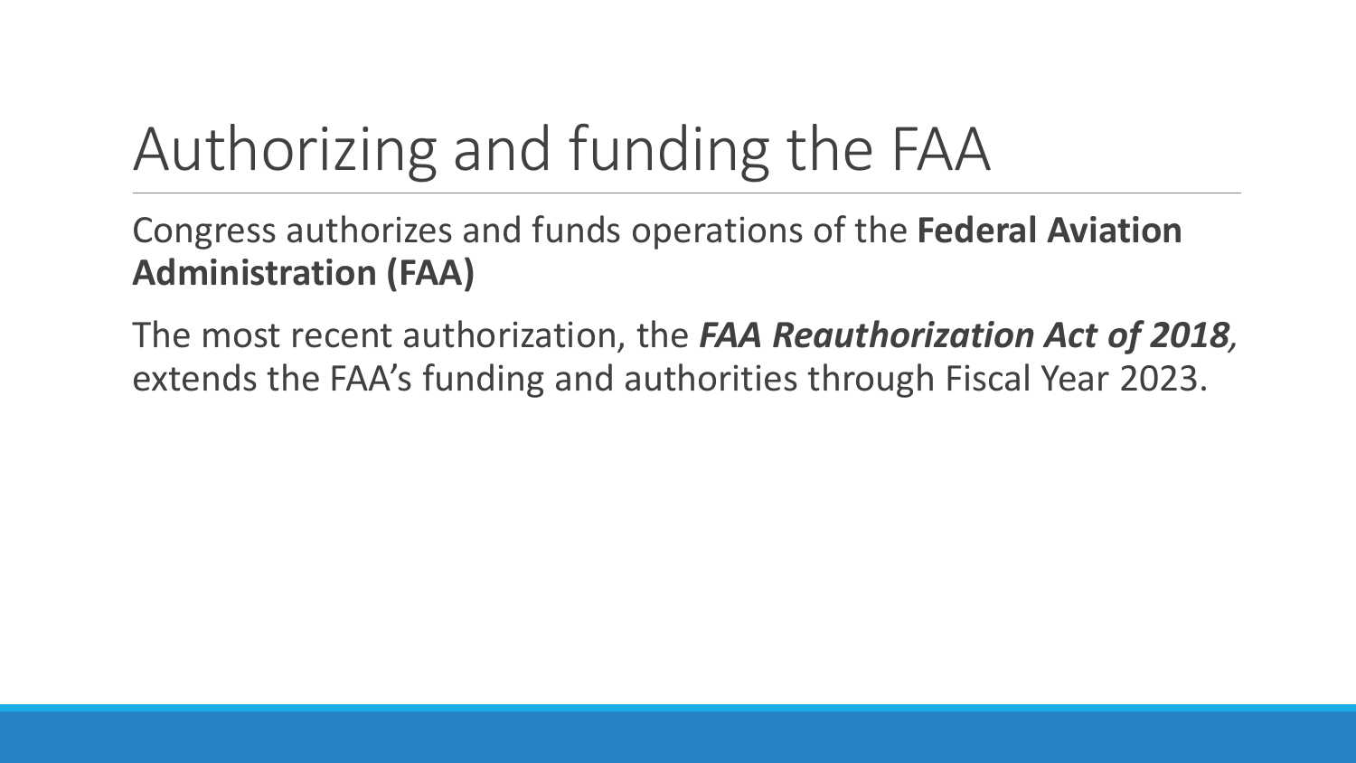# Authorizing and funding the FAA

Congress authorizes and funds operations of the **Federal Aviation Administration (FAA)**

The most recent authorization, the ***FAA Reauthorization Act of 2018,*** extends the FAA's funding and authorities through Fiscal Year 2023.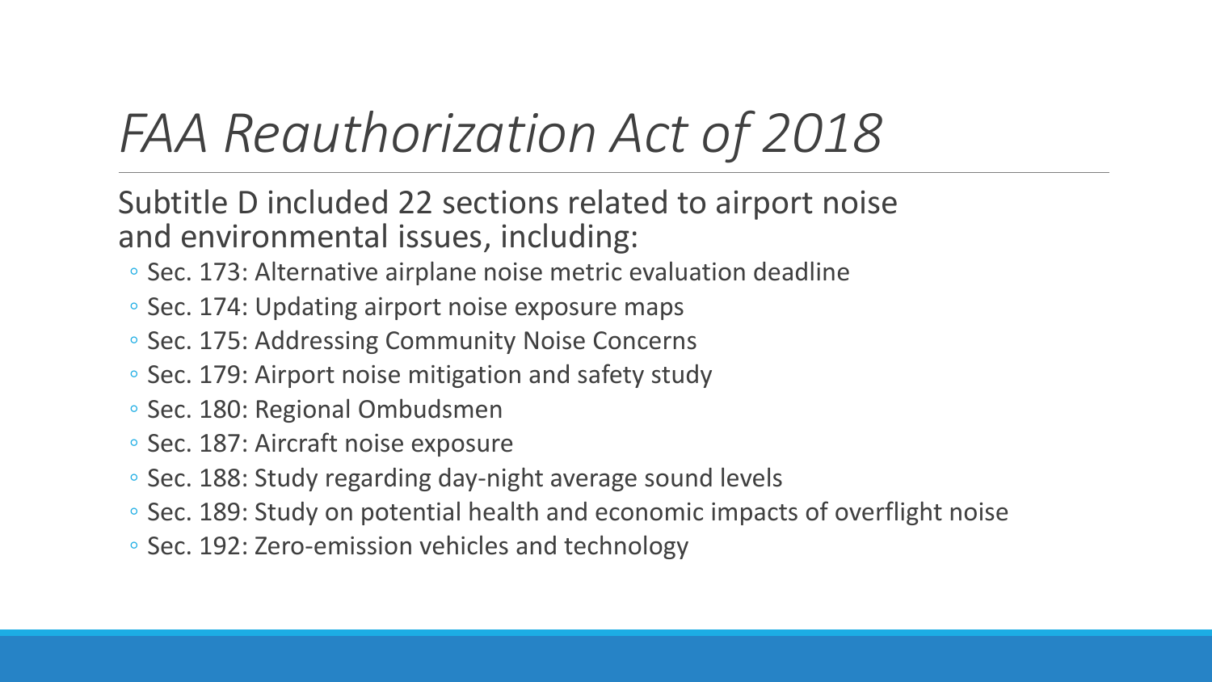# *FAA Reauthorization Act of 2018*

Subtitle D included 22 sections related to airport noise and environmental issues, including:

- Sec. 173: Alternative airplane noise metric evaluation deadline
- Sec. 174: Updating airport noise exposure maps
- Sec. 175: Addressing Community Noise Concerns
- Sec. 179: Airport noise mitigation and safety study
- Sec. 180: Regional Ombudsmen
- Sec. 187: Aircraft noise exposure
- Sec. 188: Study regarding day-night average sound levels
- Sec. 189: Study on potential health and economic impacts of overflight noise
- Sec. 192: Zero-emission vehicles and technology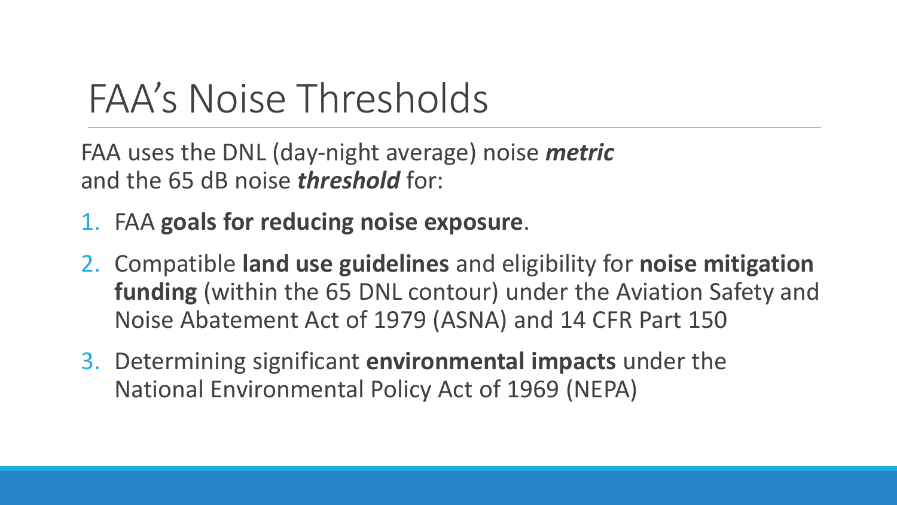# FAA's Noise Thresholds

FAA uses the DNL (day-night average) noise ***metric*** and the 65 dB noise ***threshold*** for:

1. FAA **goals for reducing noise exposure**.
2. Compatible **land use guidelines** and eligibility for **noise mitigation funding** (within the 65 DNL contour) under the Aviation Safety and Noise Abatement Act of 1979 (ASNA) and 14 CFR Part 150
3. Determining significant **environmental impacts** under the National Environmental Policy Act of 1969 (NEPA)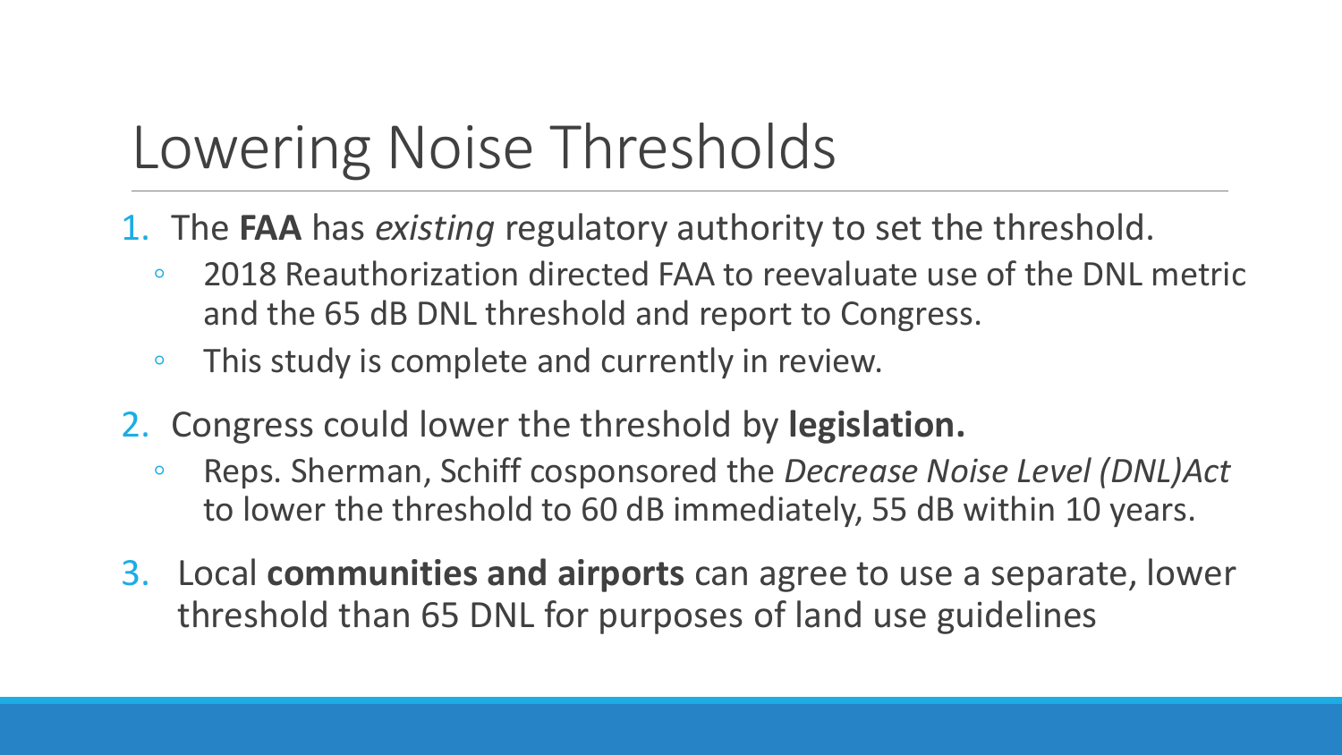# Lowering Noise Thresholds

1. The **FAA** has *existing* regulatory authority to set the threshold.
   - 2018 Reauthorization directed FAA to reevaluate use of the DNL metric and the 65 dB DNL threshold and report to Congress.
   - This study is complete and currently in review.
2. Congress could lower the threshold by **legislation.**
   - Reps. Sherman, Schiff cosponsored the *Decrease Noise Level (DNL)Act* to lower the threshold to 60 dB immediately, 55 dB within 10 years.
3. Local **communities and airports** can agree to use a separate, lower threshold than 65 DNL for purposes of land use guidelines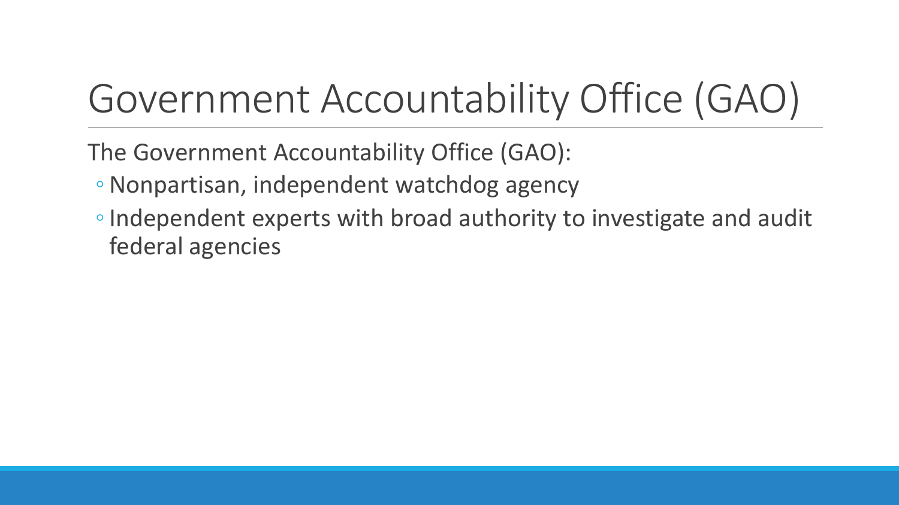# Government Accountability Office (GAO)

The Government Accountability Office (GAO):

- Nonpartisan, independent watchdog agency
- Independent experts with broad authority to investigate and audit federal agencies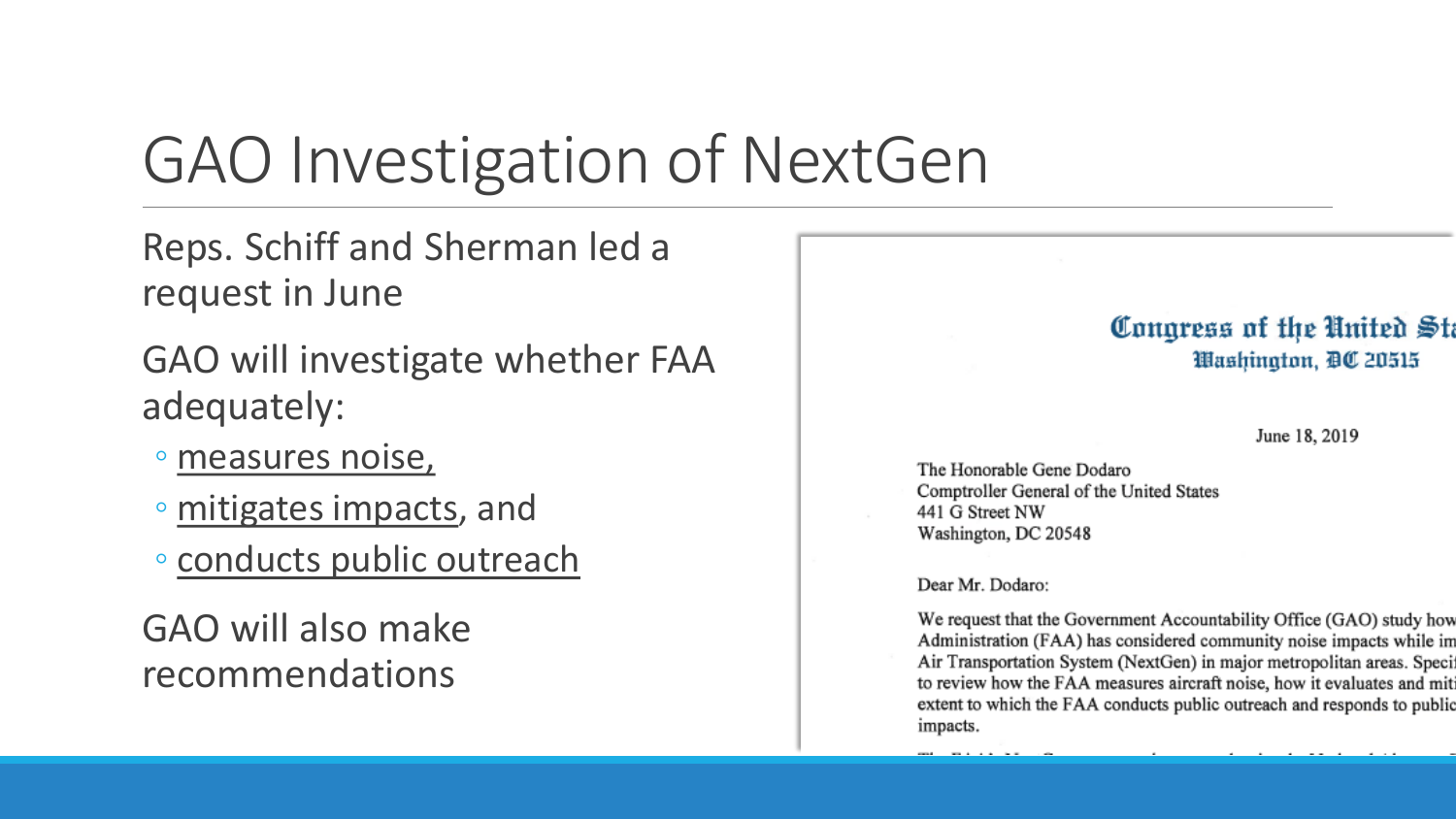# GAO Investigation of NextGen

Reps. Schiff and Sherman led a request in June

GAO will investigate whether FAA adequately:

- measures noise,
- mitigates impacts, and
- conducts public outreach

GAO will also make recommendations

Congress of the United Sta
Washington, DC 20515

June 18, 2019

The Honorable Gene Dodaro
Comptroller General of the United States
441 G Street NW
Washington, DC 20548

Dear Mr. Dodaro:

We request that the Government Accountability Office (GAO) study how
Administration (FAA) has considered community noise impacts while im
Air Transportation System (NextGen) in major metropolitan areas. Specif
to review how the FAA measures aircraft noise, how it evaluates and miti
extent to which the FAA conducts public outreach and responds to public
impacts.